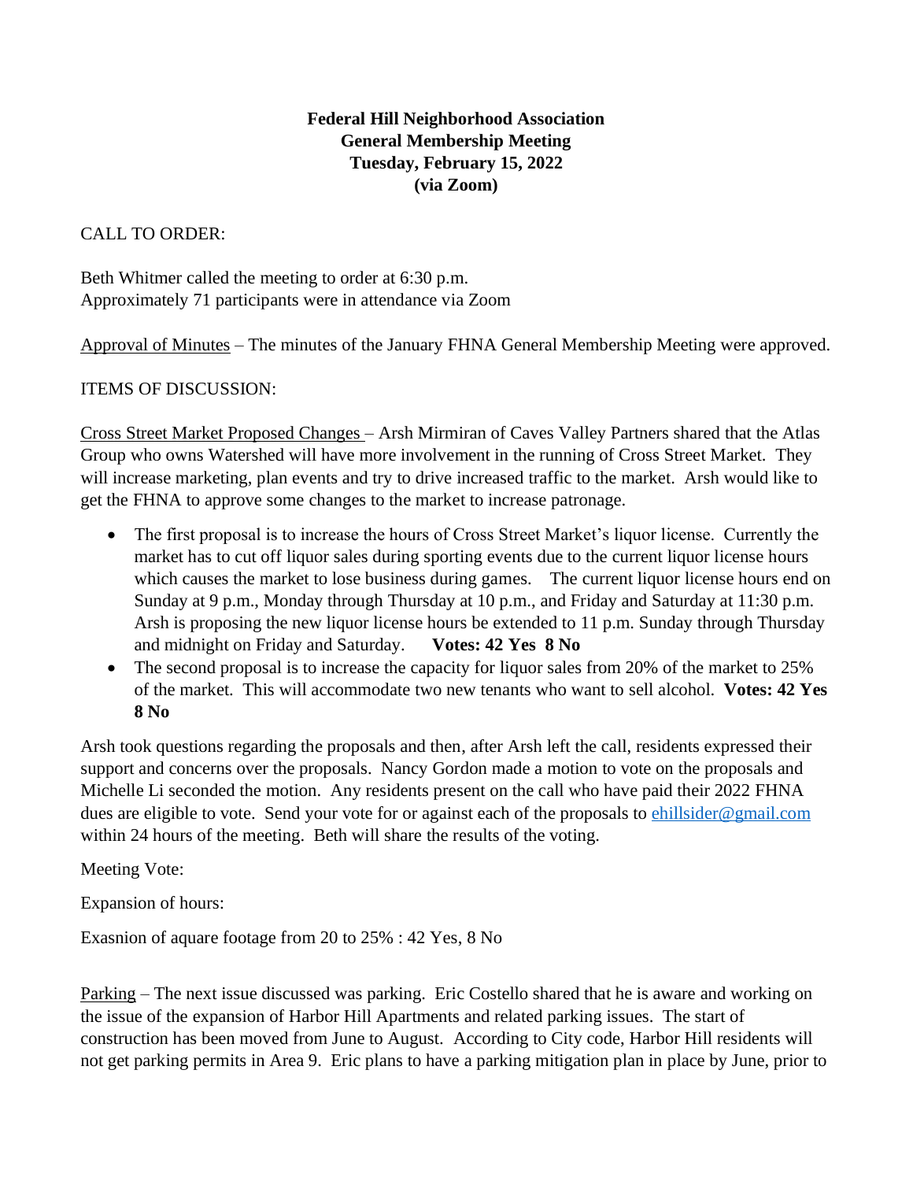**Federal Hill Neighborhood Association**
**General Membership Meeting**
**Tuesday, February 15, 2022**
**(via Zoom)**

CALL TO ORDER:

Beth Whitmer called the meeting to order at 6:30 p.m.
Approximately 71 participants were in attendance via Zoom

Approval of Minutes – The minutes of the January FHNA General Membership Meeting were approved.

ITEMS OF DISCUSSION:

Cross Street Market Proposed Changes – Arsh Mirmiran of Caves Valley Partners shared that the Atlas Group who owns Watershed will have more involvement in the running of Cross Street Market. They will increase marketing, plan events and try to drive increased traffic to the market. Arsh would like to get the FHNA to approve some changes to the market to increase patronage.

- The first proposal is to increase the hours of Cross Street Market's liquor license. Currently the market has to cut off liquor sales during sporting events due to the current liquor license hours which causes the market to lose business during games. The current liquor license hours end on Sunday at 9 p.m., Monday through Thursday at 10 p.m., and Friday and Saturday at 11:30 p.m. Arsh is proposing the new liquor license hours be extended to 11 p.m. Sunday through Thursday and midnight on Friday and Saturday. **Votes: 42 Yes 8 No**
- The second proposal is to increase the capacity for liquor sales from 20% of the market to 25% of the market. This will accommodate two new tenants who want to sell alcohol. **Votes: 42 Yes 8 No**

Arsh took questions regarding the proposals and then, after Arsh left the call, residents expressed their support and concerns over the proposals. Nancy Gordon made a motion to vote on the proposals and Michelle Li seconded the motion. Any residents present on the call who have paid their 2022 FHNA dues are eligible to vote. Send your vote for or against each of the proposals to ehillsider@gmail.com within 24 hours of the meeting. Beth will share the results of the voting.

Meeting Vote:

Expansion of hours:

Exasnion of aquare footage from 20 to 25% : 42 Yes, 8 No

Parking – The next issue discussed was parking. Eric Costello shared that he is aware and working on the issue of the expansion of Harbor Hill Apartments and related parking issues. The start of construction has been moved from June to August. According to City code, Harbor Hill residents will not get parking permits in Area 9. Eric plans to have a parking mitigation plan in place by June, prior to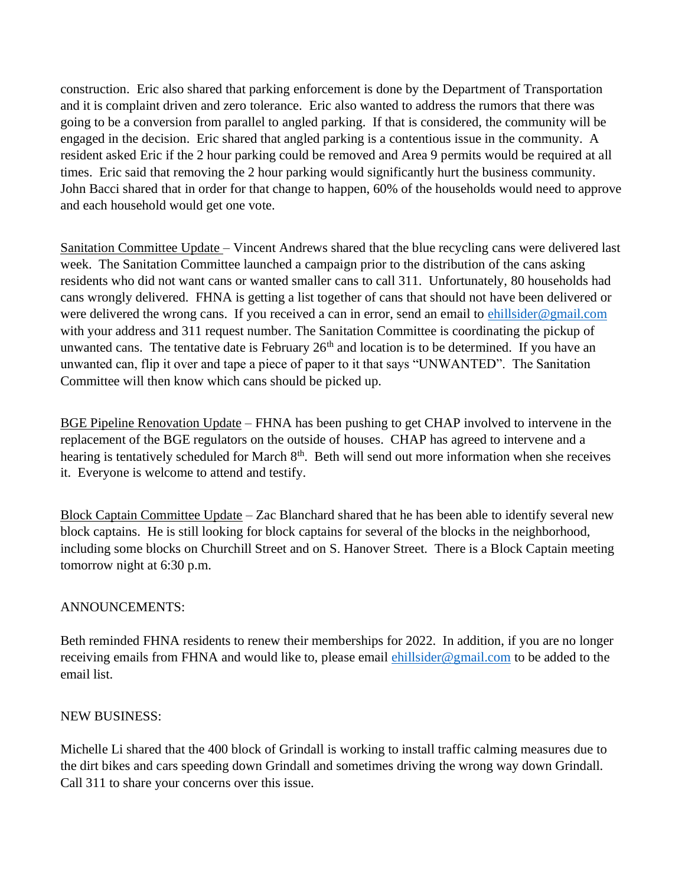construction. Eric also shared that parking enforcement is done by the Department of Transportation and it is complaint driven and zero tolerance. Eric also wanted to address the rumors that there was going to be a conversion from parallel to angled parking. If that is considered, the community will be engaged in the decision. Eric shared that angled parking is a contentious issue in the community. A resident asked Eric if the 2 hour parking could be removed and Area 9 permits would be required at all times. Eric said that removing the 2 hour parking would significantly hurt the business community. John Bacci shared that in order for that change to happen, 60% of the households would need to approve and each household would get one vote.

Sanitation Committee Update – Vincent Andrews shared that the blue recycling cans were delivered last week. The Sanitation Committee launched a campaign prior to the distribution of the cans asking residents who did not want cans or wanted smaller cans to call 311. Unfortunately, 80 households had cans wrongly delivered. FHNA is getting a list together of cans that should not have been delivered or were delivered the wrong cans. If you received a can in error, send an email to ehillsider@gmail.com with your address and 311 request number. The Sanitation Committee is coordinating the pickup of unwanted cans. The tentative date is February 26th and location is to be determined. If you have an unwanted can, flip it over and tape a piece of paper to it that says "UNWANTED". The Sanitation Committee will then know which cans should be picked up.

BGE Pipeline Renovation Update – FHNA has been pushing to get CHAP involved to intervene in the replacement of the BGE regulators on the outside of houses. CHAP has agreed to intervene and a hearing is tentatively scheduled for March 8th. Beth will send out more information when she receives it. Everyone is welcome to attend and testify.

Block Captain Committee Update – Zac Blanchard shared that he has been able to identify several new block captains. He is still looking for block captains for several of the blocks in the neighborhood, including some blocks on Churchill Street and on S. Hanover Street. There is a Block Captain meeting tomorrow night at 6:30 p.m.

ANNOUNCEMENTS:

Beth reminded FHNA residents to renew their memberships for 2022. In addition, if you are no longer receiving emails from FHNA and would like to, please email ehillsider@gmail.com to be added to the email list.

NEW BUSINESS:

Michelle Li shared that the 400 block of Grindall is working to install traffic calming measures due to the dirt bikes and cars speeding down Grindall and sometimes driving the wrong way down Grindall. Call 311 to share your concerns over this issue.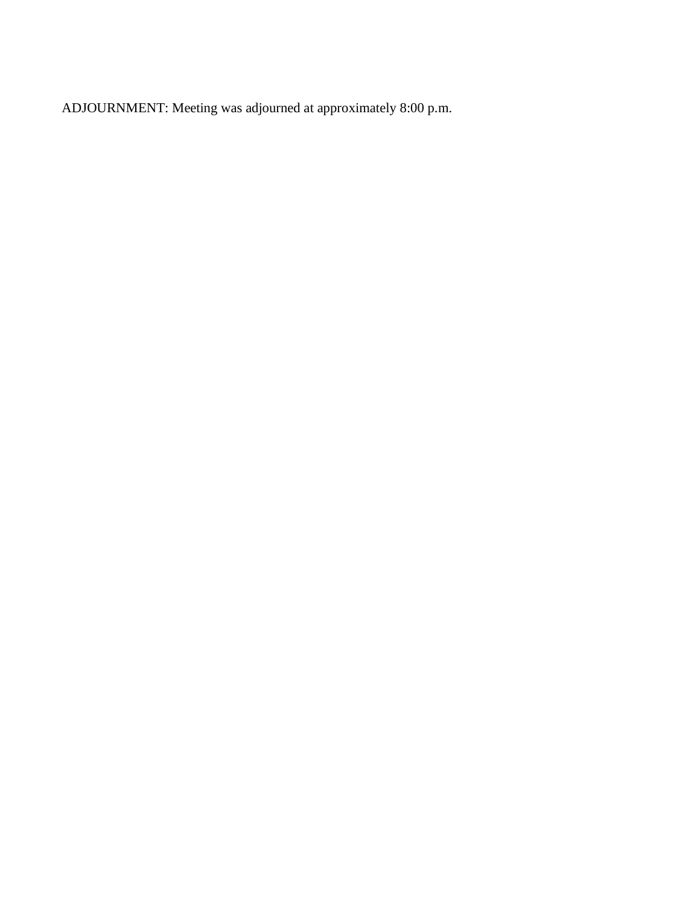ADJOURNMENT: Meeting was adjourned at approximately 8:00 p.m.